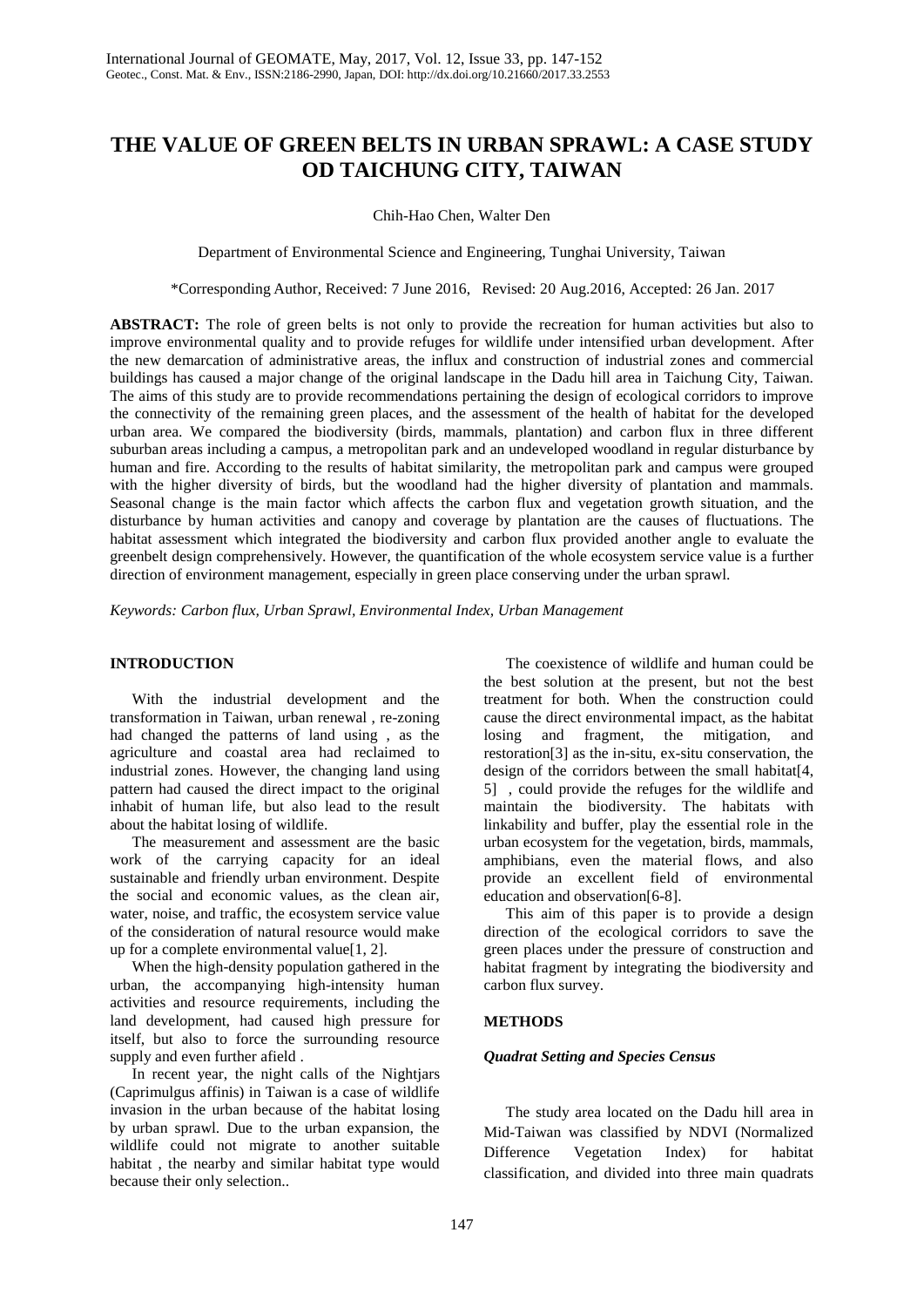# THE VALUE OF GREEN BELTS IN URBAN SPRAWL: A CASE STUDY OD TAICHUNG CITY, TAIWAN

Chih-Hao Chen, Walter Den

Department of Environmental Science and Engineering, Tunghai University, Taiwan

*Corresponding Author, Received: 7 June 2016, Revised: 20 Aug.2016, Accepted: 26 Jan. 2017

**ABSTRACT:** The role of green belts is not only to provide the recreation for human activities but also to improve environmental quality and to provide refuges for wildlife under intensified urban development. After the new demarcation of administrative areas, the influx and construction of industrial zones and commercial buildings has caused a major change of the original landscape in the Dadu hill area in Taichung City, Taiwan. The aims of this study are to provide recommendations pertaining the design of ecological corridors to improve the connectivity of the remaining green places, and the assessment of the health of habitat for the developed urban area. We compared the biodiversity (birds, mammals, plantation) and carbon flux in three different suburban areas including a campus, a metropolitan park and an undeveloped woodland in regular disturbance by human and fire. According to the results of habitat similarity, the metropolitan park and campus were grouped with the higher diversity of birds, but the woodland had the higher diversity of plantation and mammals. Seasonal change is the main factor which affects the carbon flux and vegetation growth situation, and the disturbance by human activities and canopy and coverage by plantation are the causes of fluctuations. The habitat assessment which integrated the biodiversity and carbon flux provided another angle to evaluate the greenbelt design comprehensively. However, the quantification of the whole ecosystem service value is a further direction of environment management, especially in green place conserving under the urban sprawl.

*Keywords: Carbon flux, Urban Sprawl, Environmental Index, Urban Management*

## INTRODUCTION

With the industrial development and the transformation in Taiwan, urban renewal , re-zoning had changed the patterns of land using , as the agriculture and coastal area had reclaimed to industrial zones. However, the changing land using pattern had caused the direct impact to the original inhabit of human life, but also lead to the result about the habitat losing of wildlife.

The measurement and assessment are the basic work of the carrying capacity for an ideal sustainable and friendly urban environment. Despite the social and economic values, as the clean air, water, noise, and traffic, the ecosystem service value of the consideration of natural resource would make up for a complete environmental value[1, 2].

When the high-density population gathered in the urban, the accompanying high-intensity human activities and resource requirements, including the land development, had caused high pressure for itself, but also to force the surrounding resource supply and even further afield .

In recent year, the night calls of the Nightjars (Caprimulgus affinis) in Taiwan is a case of wildlife invasion in the urban because of the habitat losing by urban sprawl. Due to the urban expansion, the wildlife could not migrate to another suitable habitat , the nearby and similar habitat type would because their only selection..

The coexistence of wildlife and human could be the best solution at the present, but not the best treatment for both. When the construction could cause the direct environmental impact, as the habitat losing and fragment, the mitigation, and restoration[3] as the in-situ, ex-situ conservation, the design of the corridors between the small habitat[4, 5] , could provide the refuges for the wildlife and maintain the biodiversity. The habitats with linkability and buffer, play the essential role in the urban ecosystem for the vegetation, birds, mammals, amphibians, even the material flows, and also provide an excellent field of environmental education and observation[6-8].

This aim of this paper is to provide a design direction of the ecological corridors to save the green places under the pressure of construction and habitat fragment by integrating the biodiversity and carbon flux survey.

## METHODS

### *Quadrat Setting and Species Census*

The study area located on the Dadu hill area in Mid-Taiwan was classified by NDVI (Normalized Difference Vegetation Index) for habitat classification, and divided into three main quadrats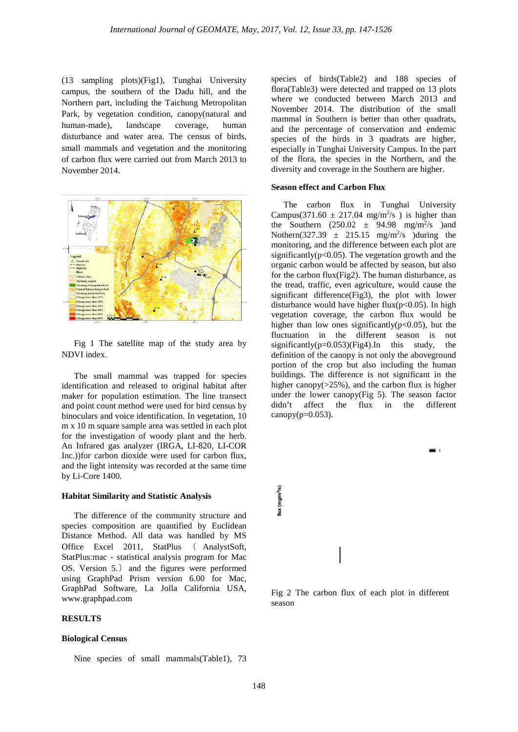(13 sampling plots)(Fig1), Tunghai University campus, the southern of the Dadu hill, and the Northern part, including the Taichung Metropolitan Park, by vegetation condition, canopy(natural and human-made), landscape coverage, human disturbance and water area. The census of birds, small mammals and vegetation and the monitoring of carbon flux were carried out from March 2013 to November 2014.

Fig 1 The satellite map of the study area by NDVI index.

The small mammal was trapped for species identification and released to original habitat after maker for population estimation. The line transect and point count method were used for bird census by binoculars and voice identification. In vegetation, 10 m x 10 m square sample area was settled in each plot for the investigation of woody plant and the herb. An Infrared gas analyzer (IRGA, LI-820, LI-COR Inc.))for carbon dioxide were used for carbon flux, and the light intensity was recorded at the same time by Li-Core 1400.

#### Habitat Similarity and Statistic Analysis

The difference of the community structure and species composition are quantified by Euclidean Distance Method. All data was handled by MS Office Excel 2011, StatPlus （AnalystSoft, StatPlus:mac - statistical analysis program for Mac OS. Version 5.）and the figures were performed using GraphPad Prism version 6.00 for Mac, GraphPad Software, La Jolla California USA, www.graphpad.com

### RESULTS

#### Biological Census

Nine species of small mammals(Table1), 73 species of birds(Table2) and 188 species of flora(Table3) were detected and trapped on 13 plots where we conducted between March 2013 and November 2014. The distribution of the small mammal in Southern is better than other quadrats, and the percentage of conservation and endemic species of the birds in 3 quadrants are higher, especially in Tunghai University Campus. In the part of the flora, the species in the Northern, and the diversity and coverage in the Southern are higher.

#### Season effect and Carbon Flux

The carbon flux in Tunghai University Campus($371.60 \pm 217.04$ mg/m$^2$/s ) is higher than the Southern ($250.02 \pm 94.98$ mg/m$^2$/s )and Nothern($327.39 \pm 215.15$ mg/m$^2$/s )during the monitoring, and the difference between each plot are significantly($p<0.05$). The vegetation growth and the organic carbon would be affected by season, but also for the carbon flux(Fig2). The human disturbance, as the tread, traffic, even agriculture, would cause the significant difference(Fig3), the plot with lower disturbance would have higher flux($p<0.05$). In high vegetation coverage, the carbon flux would be higher than low ones significantly($p<0.05$), but the fluctuation in the different season is not significantly($p=0.053$)(Fig4).In this study, the definition of the canopy is not only the aboveground portion of the crop but also including the human buildings. The difference is not significant in the higher canopy(>25%), and the carbon flux is higher under the lower canopy(Fig 5). The season factor didn't affect the flux in the different canopy($p=0.053$).

Fig 2 The carbon flux of each plot in different season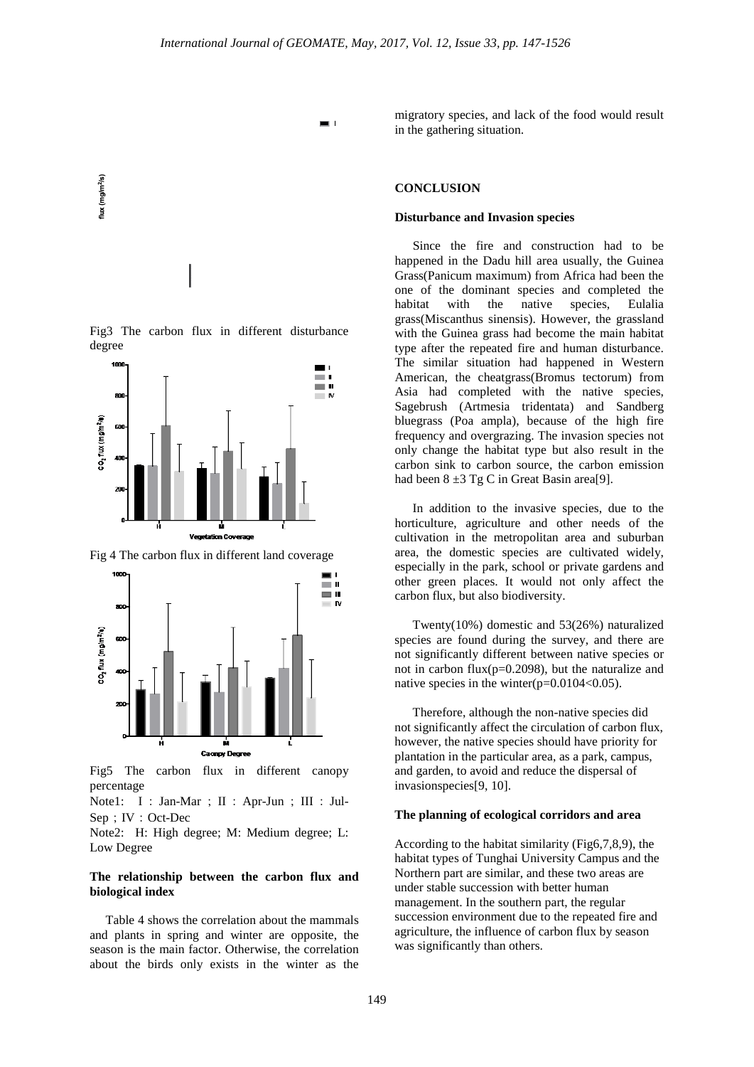Fig3 The carbon flux in different disturbance degree

Fig 4 The carbon flux in different land coverage

Fig5 The carbon flux in different canopy percentage

Note1: I：Jan-Mar；II：Apr-Jun；III：Jul-Sep；IV：Oct-Dec

Note2: H: High degree; M: Medium degree; L: Low Degree

**The relationship between the carbon flux and biological index**

Table 4 shows the correlation about the mammals and plants in spring and winter are opposite, the season is the main factor. Otherwise, the correlation about the birds only exists in the winter as the migratory species, and lack of the food would result in the gathering situation.

## CONCLUSION

**Disturbance and Invasion species**

Since the fire and construction had to be happened in the Dadu hill area usually, the Guinea Grass(Panicum maximum) from Africa had been the one of the dominant species and completed the habitat with the native species, Eulalia grass(Miscanthus sinensis). However, the grassland with the Guinea grass had become the main habitat type after the repeated fire and human disturbance. The similar situation had happened in Western American, the cheatgrass(Bromus tectorum) from Asia had completed with the native species, Sagebrush (Artmesia tridentata) and Sandberg bluegrass (Poa ampla), because of the high fire frequency and overgrazing. The invasion species not only change the habitat type but also result in the carbon sink to carbon source, the carbon emission had been 8 ±3 Tg C in Great Basin area[9].

In addition to the invasive species, due to the horticulture, agriculture and other needs of the cultivation in the metropolitan area and suburban area, the domestic species are cultivated widely, especially in the park, school or private gardens and other green places. It would not only affect the carbon flux, but also biodiversity.

Twenty(10%) domestic and 53(26%) naturalized species are found during the survey, and there are not significantly different between native species or not in carbon flux($p=0.2098$), but the naturalize and native species in the winter($p=0.0104<0.05$).

Therefore, although the non-native species did not significantly affect the circulation of carbon flux, however, the native species should have priority for plantation in the particular area, as a park, campus, and garden, to avoid and reduce the dispersal of invasionspecies[9, 10].

**The planning of ecological corridors and area**

According to the habitat similarity (Fig6,7,8,9), the habitat types of Tunghai University Campus and the Northern part are similar, and these two areas are under stable succession with better human management. In the southern part, the regular succession environment due to the repeated fire and agriculture, the influence of carbon flux by season was significantly than others.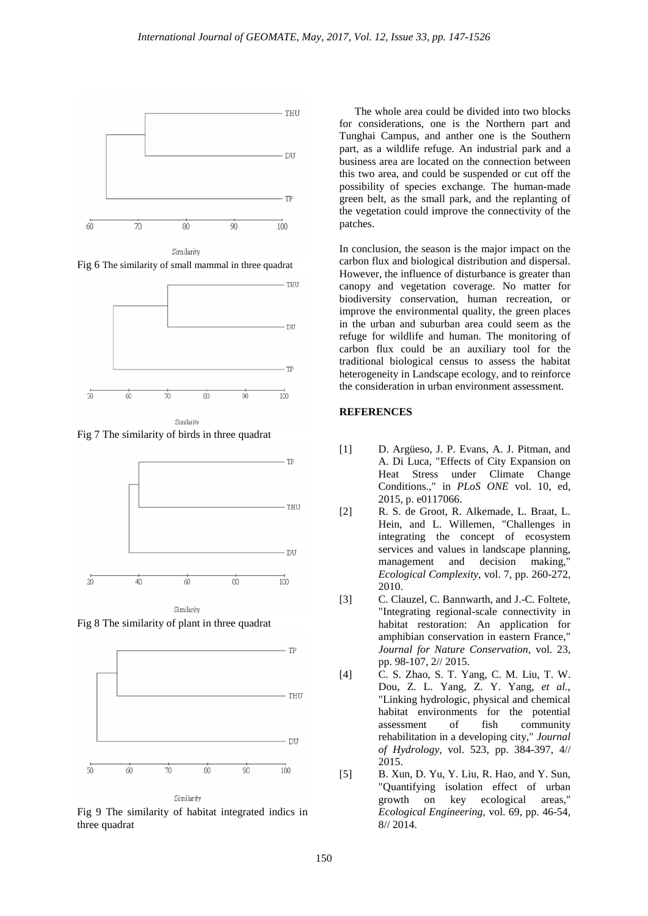Fig 6 The similarity of small mammal in three quadrat

Fig 7 The similarity of birds in three quadrat

Fig 8 The similarity of plant in three quadrat

Fig 9 The similarity of habitat integrated indics in three quadrat

The whole area could be divided into two blocks for considerations, one is the Northern part and Tunghai Campus, and anther one is the Southern part, as a wildlife refuge. An industrial park and a business area are located on the connection between this two area, and could be suspended or cut off the possibility of species exchange. The human-made green belt, as the small park, and the replanting of the vegetation could improve the connectivity of the patches.

In conclusion, the season is the major impact on the carbon flux and biological distribution and dispersal. However, the influence of disturbance is greater than canopy and vegetation coverage. No matter for biodiversity conservation, human recreation, or improve the environmental quality, the green places in the urban and suburban area could seem as the refuge for wildlife and human. The monitoring of carbon flux could be an auxiliary tool for the traditional biological census to assess the habitat heterogeneity in Landscape ecology, and to reinforce the consideration in urban environment assessment.

## REFERENCES

[1] D. Argüeso, J. P. Evans, A. J. Pitman, and A. Di Luca, "Effects of City Expansion on Heat Stress under Climate Change Conditions.," in *PLoS ONE* vol. 10, ed, 2015, p. e0117066.

[2] R. S. de Groot, R. Alkemade, L. Braat, L. Hein, and L. Willemen, "Challenges in integrating the concept of ecosystem services and values in landscape planning, management and decision making," *Ecological Complexity*, vol. 7, pp. 260-272, 2010.

[3] C. Clauzel, C. Bannwarth, and J.-C. Foltete, "Integrating regional-scale connectivity in habitat restoration: An application for amphibian conservation in eastern France," *Journal for Nature Conservation*, vol. 23, pp. 98-107, 2// 2015.

[4] C. S. Zhao, S. T. Yang, C. M. Liu, T. W. Dou, Z. L. Yang, Z. Y. Yang, *et al.*, "Linking hydrologic, physical and chemical habitat environments for the potential assessment of fish community rehabilitation in a developing city," *Journal of Hydrology*, vol. 523, pp. 384-397, 4// 2015.

[5] B. Xun, D. Yu, Y. Liu, R. Hao, and Y. Sun, "Quantifying isolation effect of urban growth on key ecological areas," *Ecological Engineering*, vol. 69, pp. 46-54, 8// 2014.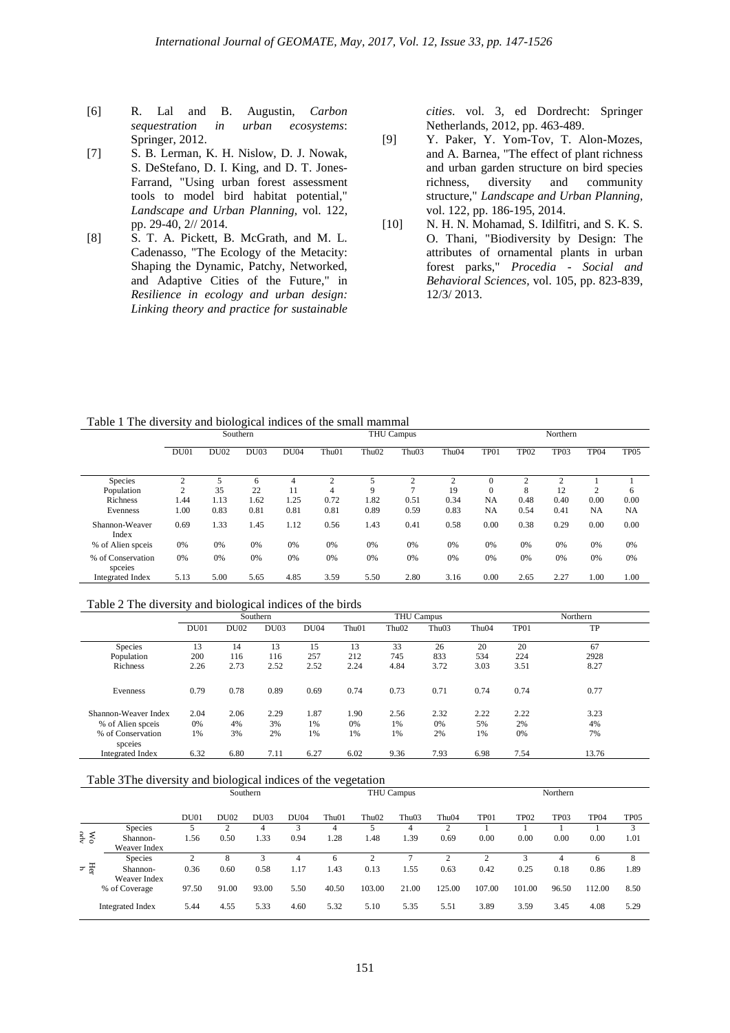[6] R. Lal and B. Augustin, *Carbon sequestration in urban ecosystems*: Springer, 2012.

[7] S. B. Lerman, K. H. Nislow, D. J. Nowak, S. DeStefano, D. I. King, and D. T. Jones-Farrand, "Using urban forest assessment tools to model bird habitat potential," *Landscape and Urban Planning,* vol. 122, pp. 29-40, 2// 2014.

[8] S. T. A. Pickett, B. McGrath, and M. L. Cadenasso, "The Ecology of the Metacity: Shaping the Dynamic, Patchy, Networked, and Adaptive Cities of the Future," in *Resilience in ecology and urban design: Linking theory and practice for sustainable cities*. vol. 3, ed Dordrecht: Springer Netherlands, 2012, pp. 463-489.

[9] Y. Paker, Y. Yom-Tov, T. Alon-Mozes, and A. Barnea, "The effect of plant richness and urban garden structure on bird species richness, diversity and community structure," *Landscape and Urban Planning,* vol. 122, pp. 186-195, 2014.

[10] N. H. N. Mohamad, S. Idilfitri, and S. K. S. O. Thani, "Biodiversity by Design: The attributes of ornamental plants in urban forest parks," *Procedia - Social and Behavioral Sciences,* vol. 105, pp. 823-839, 12/3/ 2013.

Table 1 The diversity and biological indices of the small mammal

| | Southern | | | | THU Campus | | | | Northern | | | | |
|---|---|---|---|---|---|---|---|---|---|---|---|---|---|
| | DU01 | DU02 | DU03 | DU04 | Thu01 | Thu02 | Thu03 | Thu04 | TP01 | TP02 | TP03 | TP04 | TP05 |
| Species | 2 | 5 | 6 | 4 | 2 | 5 | 2 | 2 | 0 | 2 | 2 | 1 | 1 |
| Population | 2 | 35 | 22 | 11 | 4 | 9 | 7 | 19 | 0 | 8 | 12 | 2 | 6 |
| Richness | 1.44 | 1.13 | 1.62 | 1.25 | 0.72 | 1.82 | 0.51 | 0.34 | NA | 0.48 | 0.40 | 0.00 | 0.00 |
| Evenness | 1.00 | 0.83 | 0.81 | 0.81 | 0.81 | 0.89 | 0.59 | 0.83 | NA | 0.54 | 0.41 | NA | NA |
| Shannon-Weaver Index | 0.69 | 1.33 | 1.45 | 1.12 | 0.56 | 1.43 | 0.41 | 0.58 | 0.00 | 0.38 | 0.29 | 0.00 | 0.00 |
| % of Alien spceis | 0% | 0% | 0% | 0% | 0% | 0% | 0% | 0% | 0% | 0% | 0% | 0% | 0% |
| % of Conservation spceies | 0% | 0% | 0% | 0% | 0% | 0% | 0% | 0% | 0% | 0% | 0% | 0% | 0% |
| Integrated Index | 5.13 | 5.00 | 5.65 | 4.85 | 3.59 | 5.50 | 2.80 | 3.16 | 0.00 | 2.65 | 2.27 | 1.00 | 1.00 |

Table 2 The diversity and biological indices of the birds

| | Southern | | | | THU Campus | | | | Northern | |
|---|---|---|---|---|---|---|---|---|---|---|
| | DU01 | DU02 | DU03 | DU04 | Thu01 | Thu02 | Thu03 | Thu04 | TP01 | TP |
| Species | 13 | 14 | 13 | 15 | 13 | 33 | 26 | 20 | 20 | 67 |
| Population | 200 | 116 | 116 | 257 | 212 | 745 | 833 | 534 | 224 | 2928 |
| Richness | 2.26 | 2.73 | 2.52 | 2.52 | 2.24 | 4.84 | 3.72 | 3.03 | 3.51 | 8.27 |
| Evenness | 0.79 | 0.78 | 0.89 | 0.69 | 0.74 | 0.73 | 0.71 | 0.74 | 0.74 | 0.77 |
| Shannon-Weaver Index | 2.04 | 2.06 | 2.29 | 1.87 | 1.90 | 2.56 | 2.32 | 2.22 | 2.22 | 3.23 |
| % of Alien spceis | 0% | 4% | 3% | 1% | 0% | 1% | 0% | 5% | 2% | 4% |
| % of Conservation spceies | 1% | 3% | 2% | 1% | 1% | 1% | 2% | 1% | 0% | 7% |
| Integrated Index | 6.32 | 6.80 | 7.11 | 6.27 | 6.02 | 9.36 | 7.93 | 6.98 | 7.54 | 13.76 |

Table 3The diversity and biological indices of the vegetation

| | | Southern | | | | THU Campus | | | | Northern | | | | |
|---|---|---|---|---|---|---|---|---|---|---|---|---|---|---|
| | | DU01 | DU02 | DU03 | DU04 | Thu01 | Thu02 | Thu03 | Thu04 | TP01 | TP02 | TP03 | TP04 | TP05 |
| Woody | Species | 5 | 2 | 4 | 3 | 4 | 5 | 4 | 2 | 1 | 1 | 1 | 1 | 3 |
| | Shannon-Weaver Index | 1.56 | 0.50 | 1.33 | 0.94 | 1.28 | 1.48 | 1.39 | 0.69 | 0.00 | 0.00 | 0.00 | 0.00 | 1.01 |
| Herb | Species | 2 | 8 | 3 | 4 | 6 | 2 | 7 | 2 | 2 | 3 | 4 | 6 | 8 |
| | Shannon-Weaver Index | 0.36 | 0.60 | 0.58 | 1.17 | 1.43 | 0.13 | 1.55 | 0.63 | 0.42 | 0.25 | 0.18 | 0.86 | 1.89 |
| | % of Coverage | 97.50 | 91.00 | 93.00 | 5.50 | 40.50 | 103.00 | 21.00 | 125.00 | 107.00 | 101.00 | 96.50 | 112.00 | 8.50 |
| | Integrated Index | 5.44 | 4.55 | 5.33 | 4.60 | 5.32 | 5.10 | 5.35 | 5.51 | 3.89 | 3.59 | 3.45 | 4.08 | 5.29 |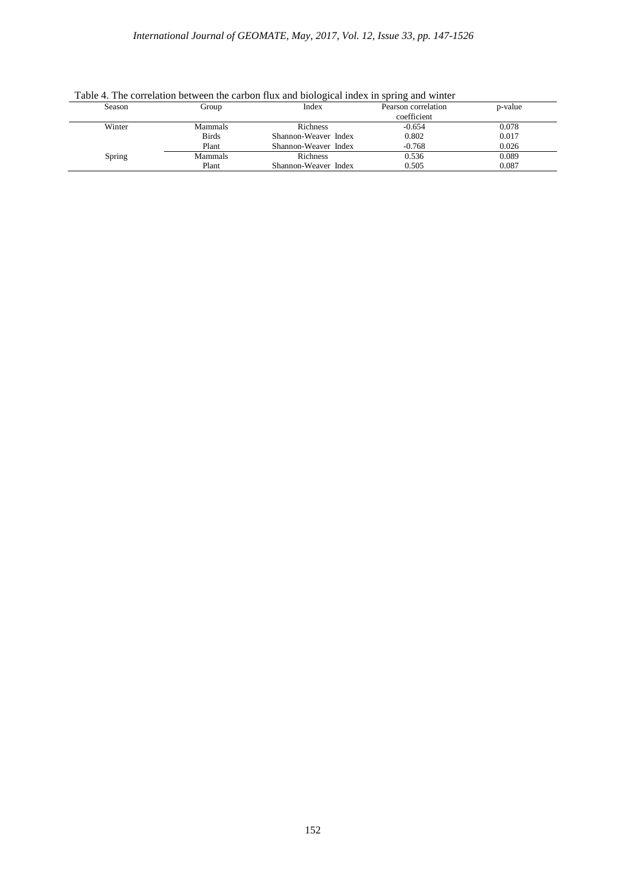Table 4. The correlation between the carbon flux and biological index in spring and winter

| Season | Group | Index | Pearson correlation coefficient | p-value |
|---|---|---|---|---|
| Winter | Mammals | Richness | -0.654 | 0.078 |
| | Birds | Shannon-Weaver Index | 0.802 | 0.017 |
| | Plant | Shannon-Weaver Index | -0.768 | 0.026 |
| Spring | Mammals | Richness | 0.536 | 0.089 |
| | Plant | Shannon-Weaver Index | 0.505 | 0.087 |